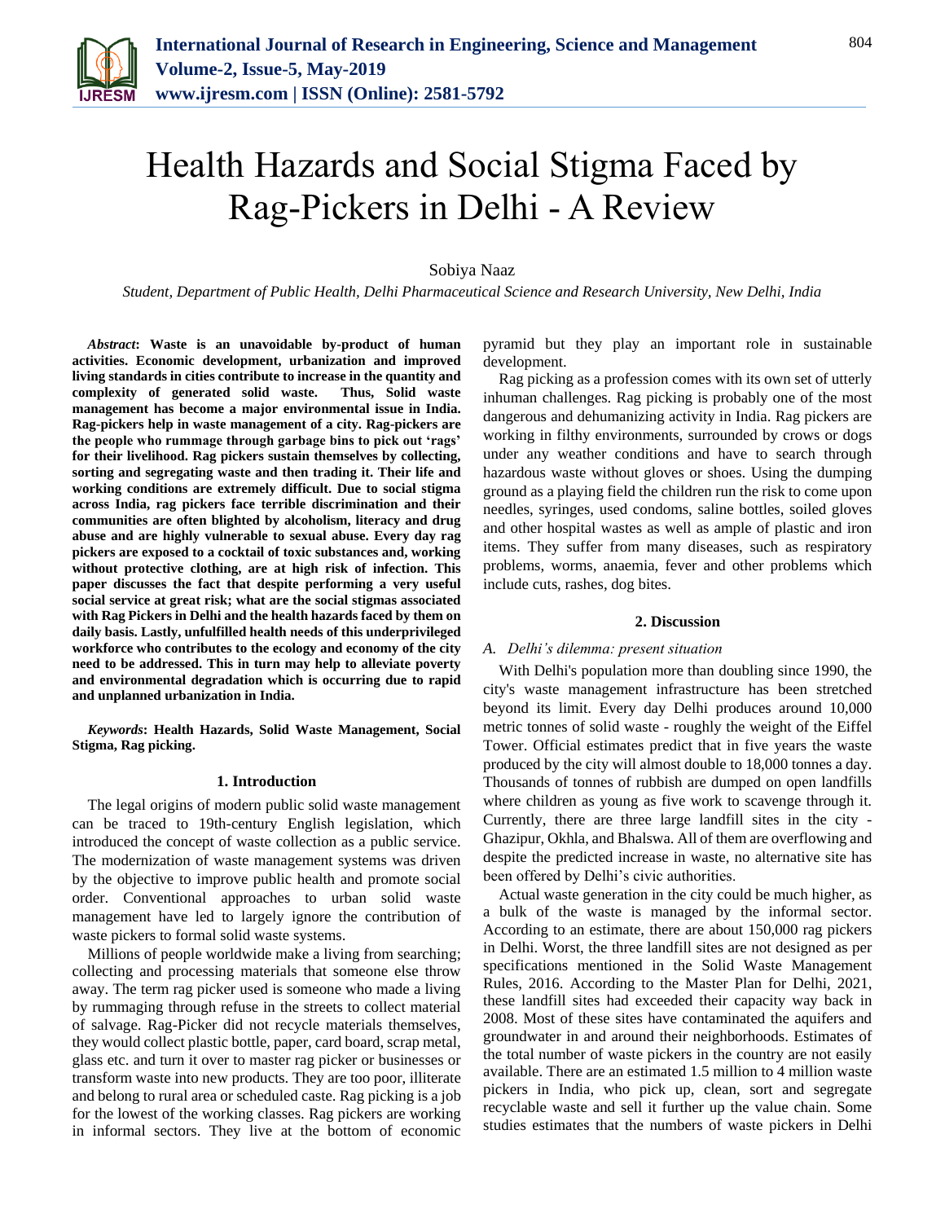# Health Hazards and Social Stigma Faced by Rag-Pickers in Delhi - A Review

Sobiya Naaz

*Student, Department of Public Health, Delhi Pharmaceutical Science and Research University, New Delhi, India*

***Abstract*****: Waste is an unavoidable by-product of human activities. Economic development, urbanization and improved living standards in cities contribute to increase in the quantity and complexity of generated solid waste. Thus, Solid waste management has become a major environmental issue in India. Rag-pickers help in waste management of a city. Rag-pickers are the people who rummage through garbage bins to pick out 'rags' for their livelihood. Rag pickers sustain themselves by collecting, sorting and segregating waste and then trading it. Their life and working conditions are extremely difficult. Due to social stigma across India, rag pickers face terrible discrimination and their communities are often blighted by alcoholism, literacy and drug abuse and are highly vulnerable to sexual abuse. Every day rag pickers are exposed to a cocktail of toxic substances and, working without protective clothing, are at high risk of infection. This paper discusses the fact that despite performing a very useful social service at great risk; what are the social stigmas associated with Rag Pickers in Delhi and the health hazards faced by them on daily basis. Lastly, unfulfilled health needs of this underprivileged workforce who contributes to the ecology and economy of the city need to be addressed. This in turn may help to alleviate poverty and environmental degradation which is occurring due to rapid and unplanned urbanization in India.**

***Keywords*****: Health Hazards, Solid Waste Management, Social Stigma, Rag picking.**

## 1. Introduction

The legal origins of modern public solid waste management can be traced to 19th-century English legislation, which introduced the concept of waste collection as a public service. The modernization of waste management systems was driven by the objective to improve public health and promote social order. Conventional approaches to urban solid waste management have led to largely ignore the contribution of waste pickers to formal solid waste systems.

Millions of people worldwide make a living from searching; collecting and processing materials that someone else throw away. The term rag picker used is someone who made a living by rummaging through refuse in the streets to collect material of salvage. Rag-Picker did not recycle materials themselves, they would collect plastic bottle, paper, card board, scrap metal, glass etc. and turn it over to master rag picker or businesses or transform waste into new products. They are too poor, illiterate and belong to rural area or scheduled caste. Rag picking is a job for the lowest of the working classes. Rag pickers are working in informal sectors. They live at the bottom of economic pyramid but they play an important role in sustainable development.

Rag picking as a profession comes with its own set of utterly inhuman challenges. Rag picking is probably one of the most dangerous and dehumanizing activity in India. Rag pickers are working in filthy environments, surrounded by crows or dogs under any weather conditions and have to search through hazardous waste without gloves or shoes. Using the dumping ground as a playing field the children run the risk to come upon needles, syringes, used condoms, saline bottles, soiled gloves and other hospital wastes as well as ample of plastic and iron items. They suffer from many diseases, such as respiratory problems, worms, anaemia, fever and other problems which include cuts, rashes, dog bites.

## 2. Discussion

### *A. Delhi's dilemma: present situation*

With Delhi's population more than doubling since 1990, the city's waste management infrastructure has been stretched beyond its limit. Every day Delhi produces around 10,000 metric tonnes of solid waste - roughly the weight of the Eiffel Tower. Official estimates predict that in five years the waste produced by the city will almost double to 18,000 tonnes a day. Thousands of tonnes of rubbish are dumped on open landfills where children as young as five work to scavenge through it. Currently, there are three large landfill sites in the city - Ghazipur, Okhla, and Bhalswa. All of them are overflowing and despite the predicted increase in waste, no alternative site has been offered by Delhi's civic authorities.

Actual waste generation in the city could be much higher, as a bulk of the waste is managed by the informal sector. According to an estimate, there are about 150,000 rag pickers in Delhi. Worst, the three landfill sites are not designed as per specifications mentioned in the Solid Waste Management Rules, 2016. According to the Master Plan for Delhi, 2021, these landfill sites had exceeded their capacity way back in 2008. Most of these sites have contaminated the aquifers and groundwater in and around their neighborhoods. Estimates of the total number of waste pickers in the country are not easily available. There are an estimated 1.5 million to 4 million waste pickers in India, who pick up, clean, sort and segregate recyclable waste and sell it further up the value chain. Some studies estimates that the numbers of waste pickers in Delhi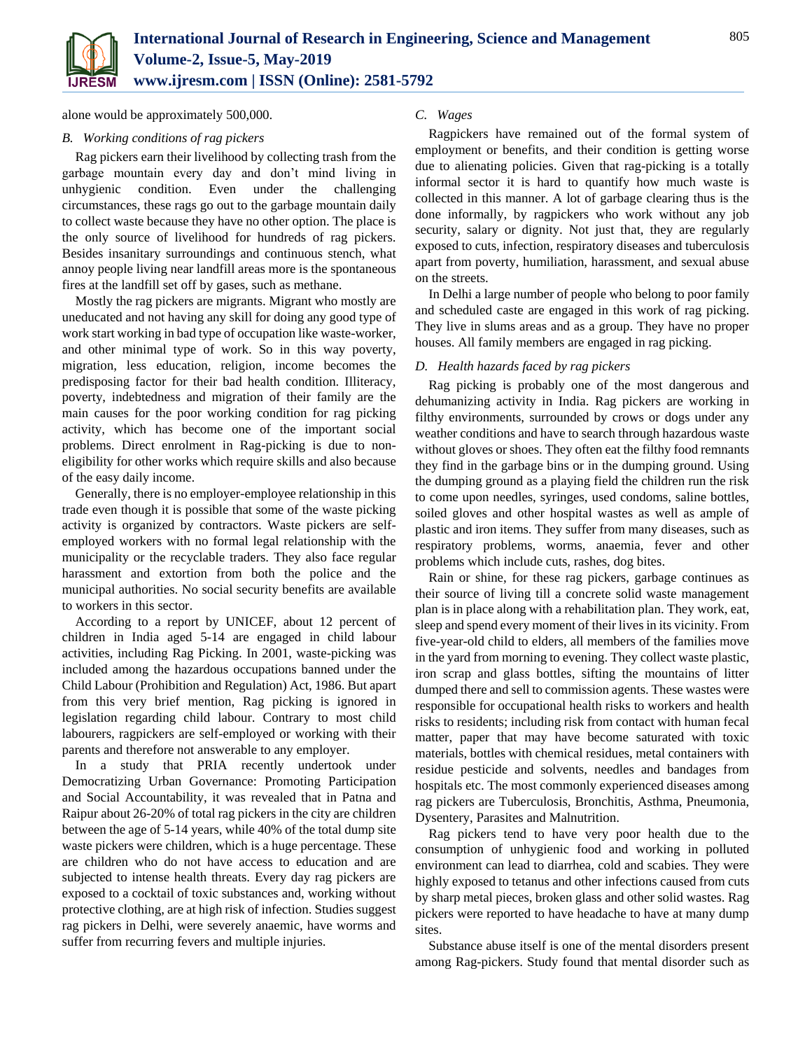alone would be approximately 500,000.

### B. *Working conditions of rag pickers*

Rag pickers earn their livelihood by collecting trash from the garbage mountain every day and don't mind living in unhygienic condition. Even under the challenging circumstances, these rags go out to the garbage mountain daily to collect waste because they have no other option. The place is the only source of livelihood for hundreds of rag pickers. Besides insanitary surroundings and continuous stench, what annoy people living near landfill areas more is the spontaneous fires at the landfill set off by gases, such as methane.

Mostly the rag pickers are migrants. Migrant who mostly are uneducated and not having any skill for doing any good type of work start working in bad type of occupation like waste-worker, and other minimal type of work. So in this way poverty, migration, less education, religion, income becomes the predisposing factor for their bad health condition. Illiteracy, poverty, indebtedness and migration of their family are the main causes for the poor working condition for rag picking activity, which has become one of the important social problems. Direct enrolment in Rag-picking is due to non-eligibility for other works which require skills and also because of the easy daily income.

Generally, there is no employer-employee relationship in this trade even though it is possible that some of the waste picking activity is organized by contractors. Waste pickers are self-employed workers with no formal legal relationship with the municipality or the recyclable traders. They also face regular harassment and extortion from both the police and the municipal authorities. No social security benefits are available to workers in this sector.

According to a report by UNICEF, about 12 percent of children in India aged 5-14 are engaged in child labour activities, including Rag Picking. In 2001, waste-picking was included among the hazardous occupations banned under the Child Labour (Prohibition and Regulation) Act, 1986. But apart from this very brief mention, Rag picking is ignored in legislation regarding child labour. Contrary to most child labourers, ragpickers are self-employed or working with their parents and therefore not answerable to any employer.

In a study that PRIA recently undertook under Democratizing Urban Governance: Promoting Participation and Social Accountability, it was revealed that in Patna and Raipur about 26-20% of total rag pickers in the city are children between the age of 5-14 years, while 40% of the total dump site waste pickers were children, which is a huge percentage. These are children who do not have access to education and are subjected to intense health threats. Every day rag pickers are exposed to a cocktail of toxic substances and, working without protective clothing, are at high risk of infection. Studies suggest rag pickers in Delhi, were severely anaemic, have worms and suffer from recurring fevers and multiple injuries.

### C. *Wages*

Ragpickers have remained out of the formal system of employment or benefits, and their condition is getting worse due to alienating policies. Given that rag-picking is a totally informal sector it is hard to quantify how much waste is collected in this manner. A lot of garbage clearing thus is the done informally, by ragpickers who work without any job security, salary or dignity. Not just that, they are regularly exposed to cuts, infection, respiratory diseases and tuberculosis apart from poverty, humiliation, harassment, and sexual abuse on the streets.

In Delhi a large number of people who belong to poor family and scheduled caste are engaged in this work of rag picking. They live in slums areas and as a group. They have no proper houses. All family members are engaged in rag picking.

### D. *Health hazards faced by rag pickers*

Rag picking is probably one of the most dangerous and dehumanizing activity in India. Rag pickers are working in filthy environments, surrounded by crows or dogs under any weather conditions and have to search through hazardous waste without gloves or shoes. They often eat the filthy food remnants they find in the garbage bins or in the dumping ground. Using the dumping ground as a playing field the children run the risk to come upon needles, syringes, used condoms, saline bottles, soiled gloves and other hospital wastes as well as ample of plastic and iron items. They suffer from many diseases, such as respiratory problems, worms, anaemia, fever and other problems which include cuts, rashes, dog bites.

Rain or shine, for these rag pickers, garbage continues as their source of living till a concrete solid waste management plan is in place along with a rehabilitation plan. They work, eat, sleep and spend every moment of their lives in its vicinity. From five-year-old child to elders, all members of the families move in the yard from morning to evening. They collect waste plastic, iron scrap and glass bottles, sifting the mountains of litter dumped there and sell to commission agents. These wastes were responsible for occupational health risks to workers and health risks to residents; including risk from contact with human fecal matter, paper that may have become saturated with toxic materials, bottles with chemical residues, metal containers with residue pesticide and solvents, needles and bandages from hospitals etc. The most commonly experienced diseases among rag pickers are Tuberculosis, Bronchitis, Asthma, Pneumonia, Dysentery, Parasites and Malnutrition.

Rag pickers tend to have very poor health due to the consumption of unhygienic food and working in polluted environment can lead to diarrhea, cold and scabies. They were highly exposed to tetanus and other infections caused from cuts by sharp metal pieces, broken glass and other solid wastes. Rag pickers were reported to have headache to have at many dump sites.

Substance abuse itself is one of the mental disorders present among Rag-pickers. Study found that mental disorder such as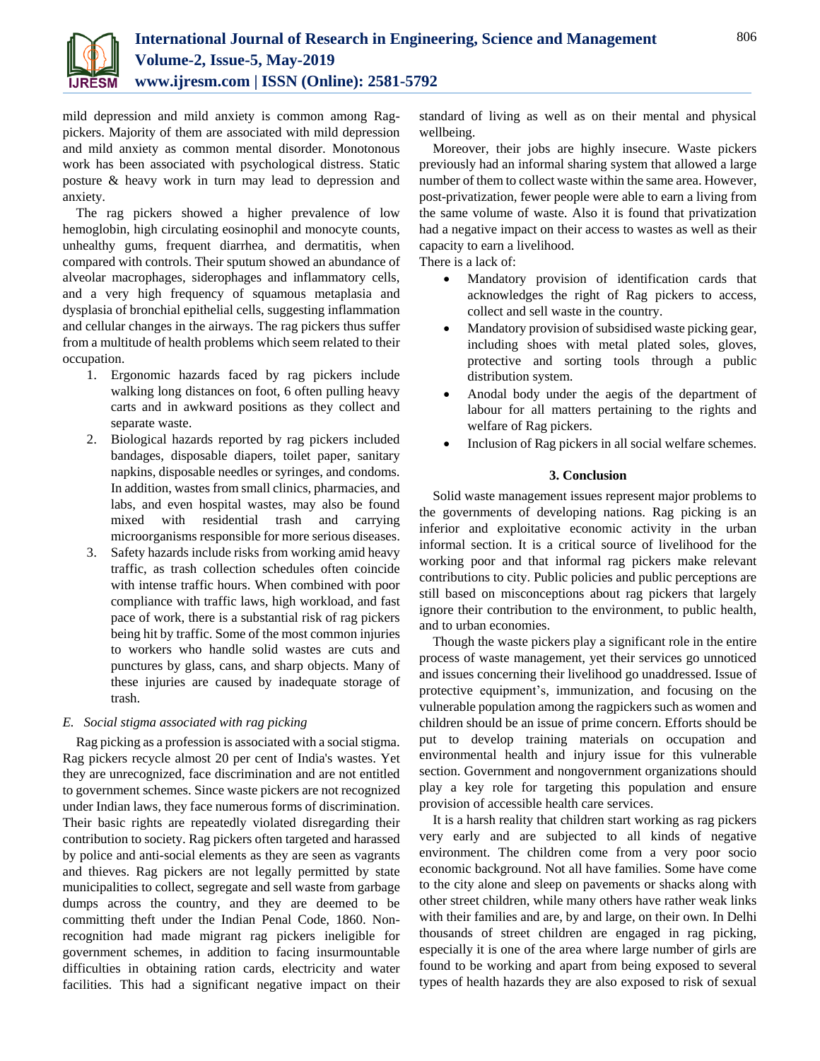mild depression and mild anxiety is common among Rag-pickers. Majority of them are associated with mild depression and mild anxiety as common mental disorder. Monotonous work has been associated with psychological distress. Static posture & heavy work in turn may lead to depression and anxiety.

The rag pickers showed a higher prevalence of low hemoglobin, high circulating eosinophil and monocyte counts, unhealthy gums, frequent diarrhea, and dermatitis, when compared with controls. Their sputum showed an abundance of alveolar macrophages, siderophages and inflammatory cells, and a very high frequency of squamous metaplasia and dysplasia of bronchial epithelial cells, suggesting inflammation and cellular changes in the airways. The rag pickers thus suffer from a multitude of health problems which seem related to their occupation.

1. Ergonomic hazards faced by rag pickers include walking long distances on foot, 6 often pulling heavy carts and in awkward positions as they collect and separate waste.
2. Biological hazards reported by rag pickers included bandages, disposable diapers, toilet paper, sanitary napkins, disposable needles or syringes, and condoms. In addition, wastes from small clinics, pharmacies, and labs, and even hospital wastes, may also be found mixed with residential trash and carrying microorganisms responsible for more serious diseases.
3. Safety hazards include risks from working amid heavy traffic, as trash collection schedules often coincide with intense traffic hours. When combined with poor compliance with traffic laws, high workload, and fast pace of work, there is a substantial risk of rag pickers being hit by traffic. Some of the most common injuries to workers who handle solid wastes are cuts and punctures by glass, cans, and sharp objects. Many of these injuries are caused by inadequate storage of trash.

### *E. Social stigma associated with rag picking*

Rag picking as a profession is associated with a social stigma. Rag pickers recycle almost 20 per cent of India's wastes. Yet they are unrecognized, face discrimination and are not entitled to government schemes. Since waste pickers are not recognized under Indian laws, they face numerous forms of discrimination. Their basic rights are repeatedly violated disregarding their contribution to society. Rag pickers often targeted and harassed by police and anti-social elements as they are seen as vagrants and thieves. Rag pickers are not legally permitted by state municipalities to collect, segregate and sell waste from garbage dumps across the country, and they are deemed to be committing theft under the Indian Penal Code, 1860. Non-recognition had made migrant rag pickers ineligible for government schemes, in addition to facing insurmountable difficulties in obtaining ration cards, electricity and water facilities. This had a significant negative impact on their standard of living as well as on their mental and physical wellbeing.

Moreover, their jobs are highly insecure. Waste pickers previously had an informal sharing system that allowed a large number of them to collect waste within the same area. However, post-privatization, fewer people were able to earn a living from the same volume of waste. Also it is found that privatization had a negative impact on their access to wastes as well as their capacity to earn a livelihood.

There is a lack of:

- Mandatory provision of identification cards that acknowledges the right of Rag pickers to access, collect and sell waste in the country.
- Mandatory provision of subsidised waste picking gear, including shoes with metal plated soles, gloves, protective and sorting tools through a public distribution system.
- Anodal body under the aegis of the department of labour for all matters pertaining to the rights and welfare of Rag pickers.
- Inclusion of Rag pickers in all social welfare schemes.

## 3. Conclusion

Solid waste management issues represent major problems to the governments of developing nations. Rag picking is an inferior and exploitative economic activity in the urban informal section. It is a critical source of livelihood for the working poor and that informal rag pickers make relevant contributions to city. Public policies and public perceptions are still based on misconceptions about rag pickers that largely ignore their contribution to the environment, to public health, and to urban economies.

Though the waste pickers play a significant role in the entire process of waste management, yet their services go unnoticed and issues concerning their livelihood go unaddressed. Issue of protective equipment's, immunization, and focusing on the vulnerable population among the ragpickers such as women and children should be an issue of prime concern. Efforts should be put to develop training materials on occupation and environmental health and injury issue for this vulnerable section. Government and nongovernment organizations should play a key role for targeting this population and ensure provision of accessible health care services.

It is a harsh reality that children start working as rag pickers very early and are subjected to all kinds of negative environment. The children come from a very poor socio economic background. Not all have families. Some have come to the city alone and sleep on pavements or shacks along with other street children, while many others have rather weak links with their families and are, by and large, on their own. In Delhi thousands of street children are engaged in rag picking, especially it is one of the area where large number of girls are found to be working and apart from being exposed to several types of health hazards they are also exposed to risk of sexual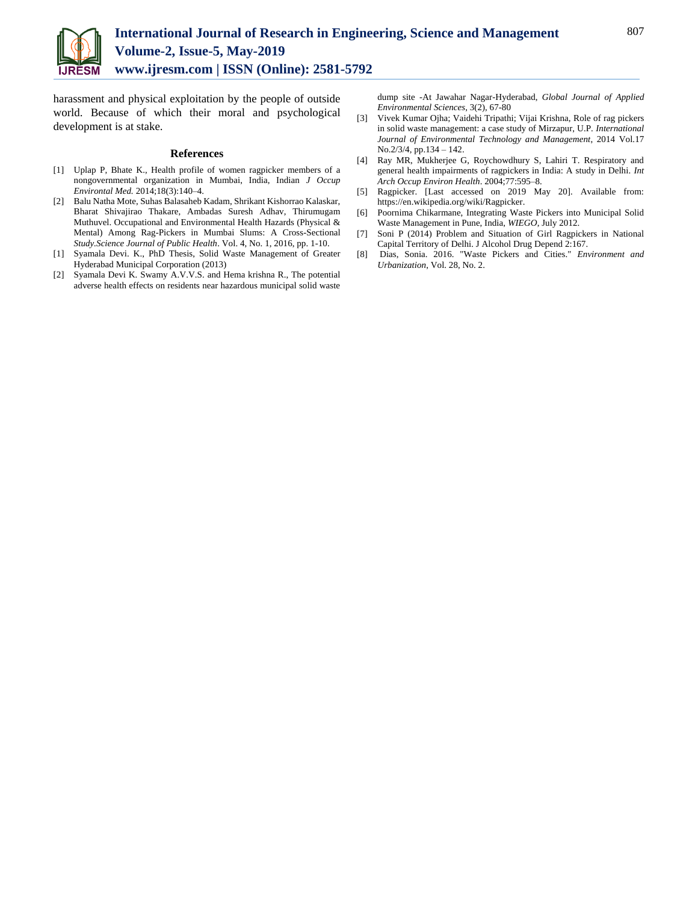harassment and physical exploitation by the people of outside world. Because of which their moral and psychological development is at stake.

## References

[1] Uplap P, Bhate K., Health profile of women ragpicker members of a nongovernmental organization in Mumbai, India, Indian *J Occup Environtal Med.* 2014;18(3):140–4.

[2] Balu Natha Mote, Suhas Balasaheb Kadam, Shrikant Kishorrao Kalaskar, Bharat Shivajirao Thakare, Ambadas Suresh Adhav, Thirumugam Muthuvel. Occupational and Environmental Health Hazards (Physical & Mental) Among Rag-Pickers in Mumbai Slums: A Cross-Sectional *Study.Science Journal of Public Health*. Vol. 4, No. 1, 2016, pp. 1-10.

[1] Syamala Devi. K., PhD Thesis, Solid Waste Management of Greater Hyderabad Municipal Corporation (2013)

[2] Syamala Devi K. Swamy A.V.V.S. and Hema krishna R., The potential adverse health effects on residents near hazardous municipal solid waste dump site -At Jawahar Nagar-Hyderabad, *Global Journal of Applied Environmental Sciences*, 3(2), 67-80

[3] Vivek Kumar Ojha; Vaidehi Tripathi; Vijai Krishna, Role of rag pickers in solid waste management: a case study of Mirzapur, U.P. *International Journal of Environmental Technology and Management*, 2014 Vol.17 No.2/3/4, pp.134 – 142.

[4] Ray MR, Mukherjee G, Roychowdhury S, Lahiri T. Respiratory and general health impairments of ragpickers in India: A study in Delhi. *Int Arch Occup Environ Health*. 2004;77:595–8.

[5] Ragpicker. [Last accessed on 2019 May 20]. Available from: https://en.wikipedia.org/wiki/Ragpicker.

[6] Poornima Chikarmane, Integrating Waste Pickers into Municipal Solid Waste Management in Pune, India, *WIEGO*, July 2012.

[7] Soni P (2014) Problem and Situation of Girl Ragpickers in National Capital Territory of Delhi. J Alcohol Drug Depend 2:167.

[8] Dias, Sonia. 2016. "Waste Pickers and Cities." *Environment and Urbanization*, Vol. 28, No. 2.